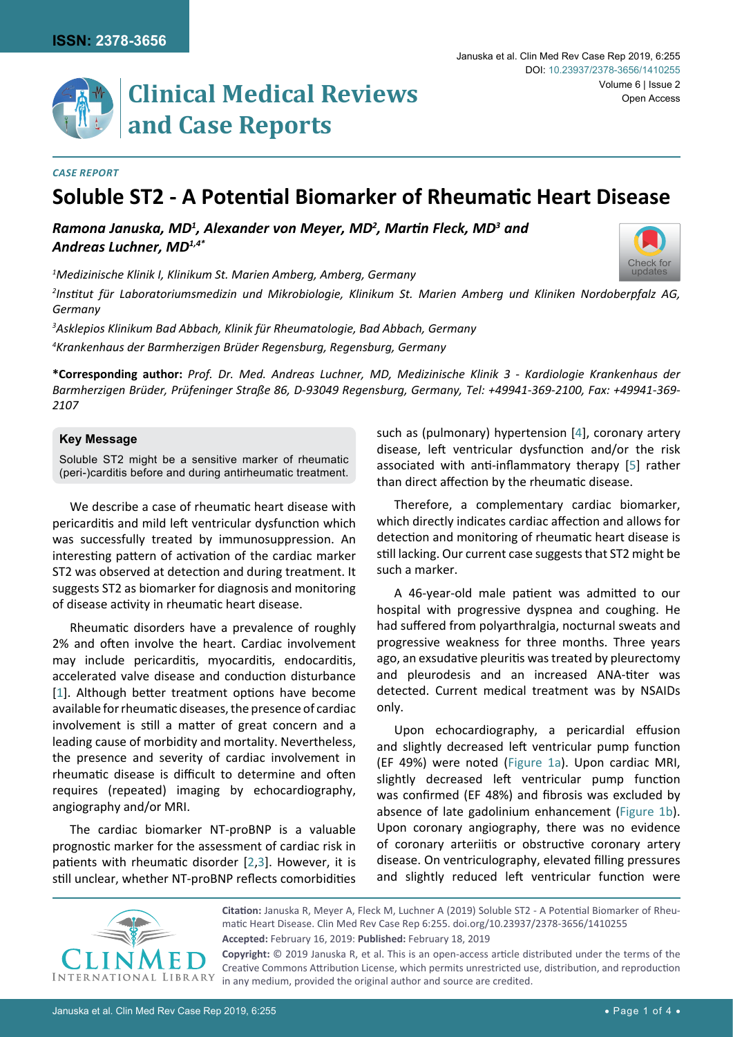*CASE REPORT*

# Soluble ST2 - A Potential Biomarker of Rheumatic Heart Disease

***Ramona Januska, MD[1], Alexander von Meyer, MD[2], Martin Fleck, MD[3] and Andreas Luchner, MD[1,4*]***

*[1]Medizinische Klinik I, Klinikum St. Marien Amberg, Amberg, Germany*

*[2]Institut für Laboratoriumsmedizin und Mikrobiologie, Klinikum St. Marien Amberg und Kliniken Nordoberpfalz AG, Germany*

*[3]Asklepios Klinikum Bad Abbach, Klinik für Rheumatologie, Bad Abbach, Germany*

*[4]Krankenhaus der Barmherzigen Brüder Regensburg, Regensburg, Germany*

**\*Corresponding author:** *Prof. Dr. Med. Andreas Luchner, MD, Medizinische Klinik 3 - Kardiologie Krankenhaus der Barmherzigen Brüder, Prüfeninger Straße 86, D-93049 Regensburg, Germany, Tel: +49941-369-2100, Fax: +49941-369-2107*

**Key Message**

Soluble ST2 might be a sensitive marker of rheumatic (peri-)carditis before and during antirheumatic treatment.

We describe a case of rheumatic heart disease with pericarditis and mild left ventricular dysfunction which was successfully treated by immunosuppression. An interesting pattern of activation of the cardiac marker ST2 was observed at detection and during treatment. It suggests ST2 as biomarker for diagnosis and monitoring of disease activity in rheumatic heart disease.

Rheumatic disorders have a prevalence of roughly 2% and often involve the heart. Cardiac involvement may include pericarditis, myocarditis, endocarditis, accelerated valve disease and conduction disturbance [1]. Although better treatment options have become available for rheumatic diseases, the presence of cardiac involvement is still a matter of great concern and a leading cause of morbidity and mortality. Nevertheless, the presence and severity of cardiac involvement in rheumatic disease is difficult to determine and often requires (repeated) imaging by echocardiography, angiography and/or MRI.

The cardiac biomarker NT-proBNP is a valuable prognostic marker for the assessment of cardiac risk in patients with rheumatic disorder [2,3]. However, it is still unclear, whether NT-proBNP reflects comorbidities such as (pulmonary) hypertension [4], coronary artery disease, left ventricular dysfunction and/or the risk associated with anti-inflammatory therapy [5] rather than direct affection by the rheumatic disease.

Therefore, a complementary cardiac biomarker, which directly indicates cardiac affection and allows for detection and monitoring of rheumatic heart disease is still lacking. Our current case suggests that ST2 might be such a marker.

A 46-year-old male patient was admitted to our hospital with progressive dyspnea and coughing. He had suffered from polyarthralgia, nocturnal sweats and progressive weakness for three months. Three years ago, an exsudative pleuritis was treated by pleurectomy and pleurodesis and an increased ANA-titer was detected. Current medical treatment was by NSAIDs only.

Upon echocardiography, a pericardial effusion and slightly decreased left ventricular pump function (EF 49%) were noted (Figure 1a). Upon cardiac MRI, slightly decreased left ventricular pump function was confirmed (EF 48%) and fibrosis was excluded by absence of late gadolinium enhancement (Figure 1b). Upon coronary angiography, there was no evidence of coronary arteriitis or obstructive coronary artery disease. On ventriculography, elevated filling pressures and slightly reduced left ventricular function were

**Citation:** Januska R, Meyer A, Fleck M, Luchner A (2019) Soluble ST2 - A Potential Biomarker of Rheumatic Heart Disease. Clin Med Rev Case Rep 6:255. doi.org/10.23937/2378-3656/1410255

**Accepted:** February 16, 2019: **Published:** February 18, 2019

**Copyright:** © 2019 Januska R, et al. This is an open-access article distributed under the terms of the Creative Commons Attribution License, which permits unrestricted use, distribution, and reproduction in any medium, provided the original author and source are credited.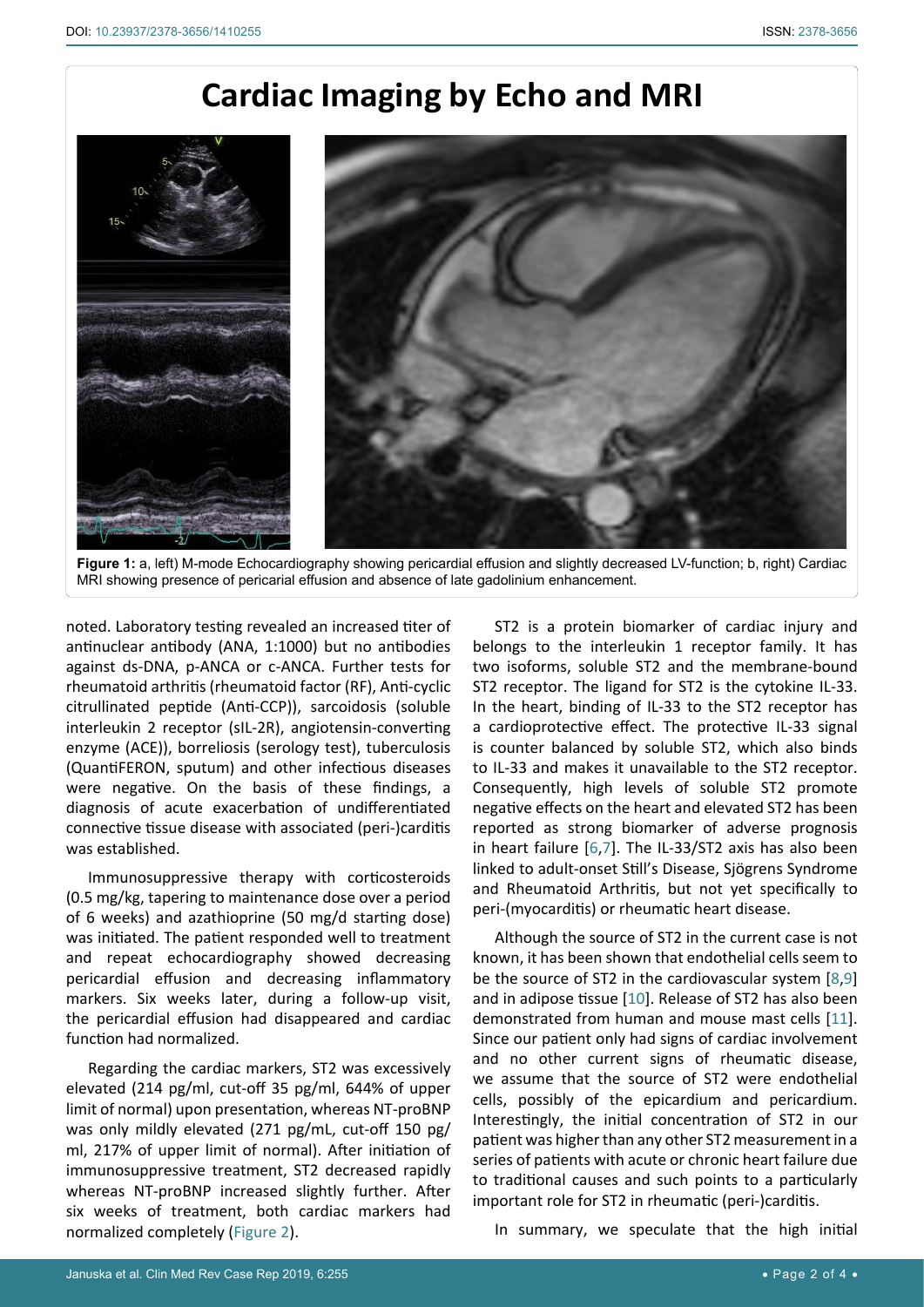## Cardiac Imaging by Echo and MRI

**Figure 1:** a, left) M-mode Echocardiography showing pericardial effusion and slightly decreased LV-function; b, right) Cardiac MRI showing presence of pericarial effusion and absence of late gadolinium enhancement.

noted. Laboratory testing revealed an increased titer of antinuclear antibody (ANA, 1:1000) but no antibodies against ds-DNA, p-ANCA or c-ANCA. Further tests for rheumatoid arthritis (rheumatoid factor (RF), Anti-cyclic citrullinated peptide (Anti-CCP)), sarcoidosis (soluble interleukin 2 receptor (sIL-2R), angiotensin-converting enzyme (ACE)), borreliosis (serology test), tuberculosis (QuantiFERON, sputum) and other infectious diseases were negative. On the basis of these findings, a diagnosis of acute exacerbation of undifferentiated connective tissue disease with associated (peri-)carditis was established.

Immunosuppressive therapy with corticosteroids (0.5 mg/kg, tapering to maintenance dose over a period of 6 weeks) and azathioprine (50 mg/d starting dose) was initiated. The patient responded well to treatment and repeat echocardiography showed decreasing pericardial effusion and decreasing inflammatory markers. Six weeks later, during a follow-up visit, the pericardial effusion had disappeared and cardiac function had normalized.

Regarding the cardiac markers, ST2 was excessively elevated (214 pg/ml, cut-off 35 pg/ml, 644% of upper limit of normal) upon presentation, whereas NT-proBNP was only mildly elevated (271 pg/mL, cut-off 150 pg/ml, 217% of upper limit of normal). After initiation of immunosuppressive treatment, ST2 decreased rapidly whereas NT-proBNP increased slightly further. After six weeks of treatment, both cardiac markers had normalized completely (Figure 2).

ST2 is a protein biomarker of cardiac injury and belongs to the interleukin 1 receptor family. It has two isoforms, soluble ST2 and the membrane-bound ST2 receptor. The ligand for ST2 is the cytokine IL-33. In the heart, binding of IL-33 to the ST2 receptor has a cardioprotective effect. The protective IL-33 signal is counter balanced by soluble ST2, which also binds to IL-33 and makes it unavailable to the ST2 receptor. Consequently, high levels of soluble ST2 promote negative effects on the heart and elevated ST2 has been reported as strong biomarker of adverse prognosis in heart failure [6,7]. The IL-33/ST2 axis has also been linked to adult-onset Still's Disease, Sjögrens Syndrome and Rheumatoid Arthritis, but not yet specifically to peri-(myocarditis) or rheumatic heart disease.

Although the source of ST2 in the current case is not known, it has been shown that endothelial cells seem to be the source of ST2 in the cardiovascular system [8,9] and in adipose tissue [10]. Release of ST2 has also been demonstrated from human and mouse mast cells [11]. Since our patient only had signs of cardiac involvement and no other current signs of rheumatic disease, we assume that the source of ST2 were endothelial cells, possibly of the epicardium and pericardium. Interestingly, the initial concentration of ST2 in our patient was higher than any other ST2 measurement in a series of patients with acute or chronic heart failure due to traditional causes and such points to a particularly important role for ST2 in rheumatic (peri-)carditis.

In summary, we speculate that the high initial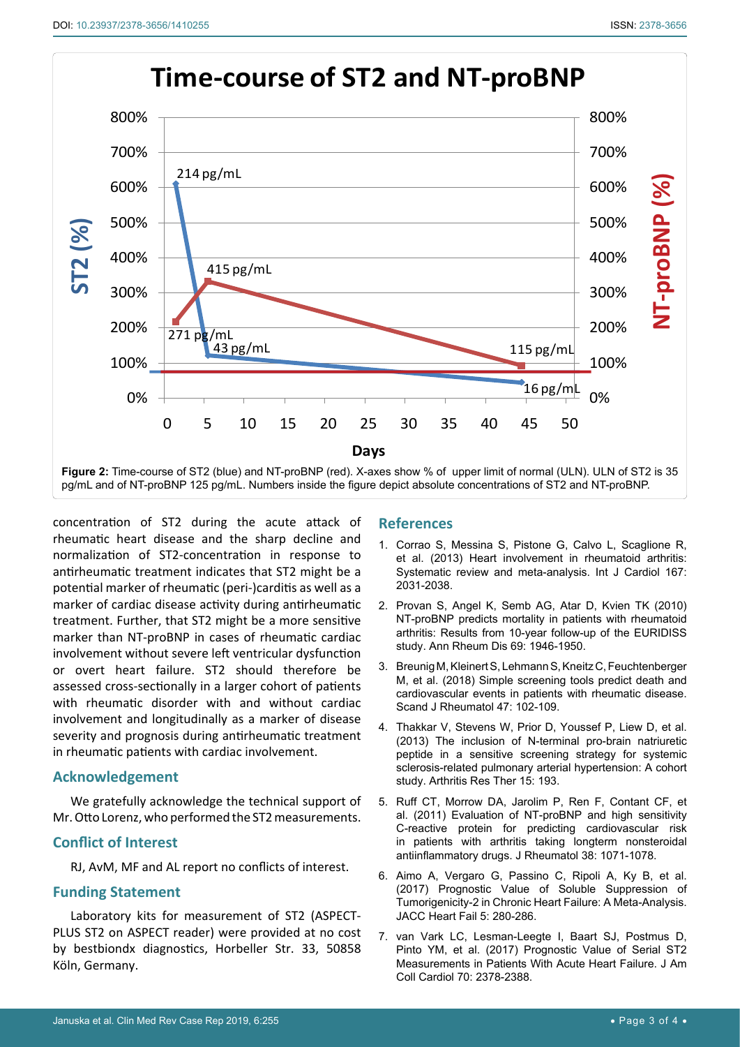Time-course of ST2 and NT-proBNP

**Figure 2:** Time-course of ST2 (blue) and NT-proBNP (red). X-axes show % of upper limit of normal (ULN). ULN of ST2 is 35 pg/mL and of NT-proBNP 125 pg/mL. Numbers inside the figure depict absolute concentrations of ST2 and NT-proBNP.

concentration of ST2 during the acute attack of rheumatic heart disease and the sharp decline and normalization of ST2-concentration in response to antirheumatic treatment indicates that ST2 might be a potential marker of rheumatic (peri-)carditis as well as a marker of cardiac disease activity during antirheumatic treatment. Further, that ST2 might be a more sensitive marker than NT-proBNP in cases of rheumatic cardiac involvement without severe left ventricular dysfunction or overt heart failure. ST2 should therefore be assessed cross-sectionally in a larger cohort of patients with rheumatic disorder with and without cardiac involvement and longitudinally as a marker of disease severity and prognosis during antirheumatic treatment in rheumatic patients with cardiac involvement.

## Acknowledgement

We gratefully acknowledge the technical support of Mr. Otto Lorenz, who performed the ST2 measurements.

## Conflict of Interest

RJ, AvM, MF and AL report no conflicts of interest.

## Funding Statement

Laboratory kits for measurement of ST2 (ASPECT-PLUS ST2 on ASPECT reader) were provided at no cost by bestbiondx diagnostics, Horbeller Str. 33, 50858 Köln, Germany.

## References

1. Corrao S, Messina S, Pistone G, Calvo L, Scaglione R, et al. (2013) Heart involvement in rheumatoid arthritis: Systematic review and meta-analysis. Int J Cardiol 167: 2031-2038.
2. Provan S, Angel K, Semb AG, Atar D, Kvien TK (2010) NT-proBNP predicts mortality in patients with rheumatoid arthritis: Results from 10-year follow-up of the EURIDISS study. Ann Rheum Dis 69: 1946-1950.
3. Breunig M, Kleinert S, Lehmann S, Kneitz C, Feuchtenberger M, et al. (2018) Simple screening tools predict death and cardiovascular events in patients with rheumatic disease. Scand J Rheumatol 47: 102-109.
4. Thakkar V, Stevens W, Prior D, Youssef P, Liew D, et al. (2013) The inclusion of N-terminal pro-brain natriuretic peptide in a sensitive screening strategy for systemic sclerosis-related pulmonary arterial hypertension: A cohort study. Arthritis Res Ther 15: 193.
5. Ruff CT, Morrow DA, Jarolim P, Ren F, Contant CF, et al. (2011) Evaluation of NT-proBNP and high sensitivity C-reactive protein for predicting cardiovascular risk in patients with arthritis taking longterm nonsteroidal antiinflammatory drugs. J Rheumatol 38: 1071-1078.
6. Aimo A, Vergaro G, Passino C, Ripoli A, Ky B, et al. (2017) Prognostic Value of Soluble Suppression of Tumorigenicity-2 in Chronic Heart Failure: A Meta-Analysis. JACC Heart Fail 5: 280-286.
7. van Vark LC, Lesman-Leegte I, Baart SJ, Postmus D, Pinto YM, et al. (2017) Prognostic Value of Serial ST2 Measurements in Patients With Acute Heart Failure. J Am Coll Cardiol 70: 2378-2388.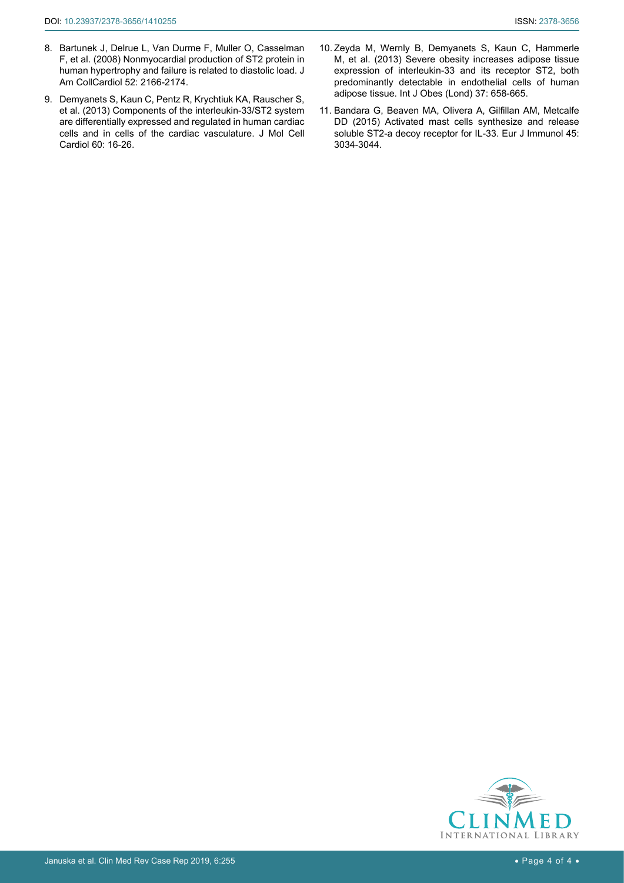8. Bartunek J, Delrue L, Van Durme F, Muller O, Casselman F, et al. (2008) Nonmyocardial production of ST2 protein in human hypertrophy and failure is related to diastolic load. J Am CollCardiol 52: 2166-2174.

9. Demyanets S, Kaun C, Pentz R, Krychtiuk KA, Rauscher S, et al. (2013) Components of the interleukin-33/ST2 system are differentially expressed and regulated in human cardiac cells and in cells of the cardiac vasculature. J Mol Cell Cardiol 60: 16-26.

10. Zeyda M, Wernly B, Demyanets S, Kaun C, Hammerle M, et al. (2013) Severe obesity increases adipose tissue expression of interleukin-33 and its receptor ST2, both predominantly detectable in endothelial cells of human adipose tissue. Int J Obes (Lond) 37: 658-665.

11. Bandara G, Beaven MA, Olivera A, Gilfillan AM, Metcalfe DD (2015) Activated mast cells synthesize and release soluble ST2-a decoy receptor for IL-33. Eur J Immunol 45: 3034-3044.